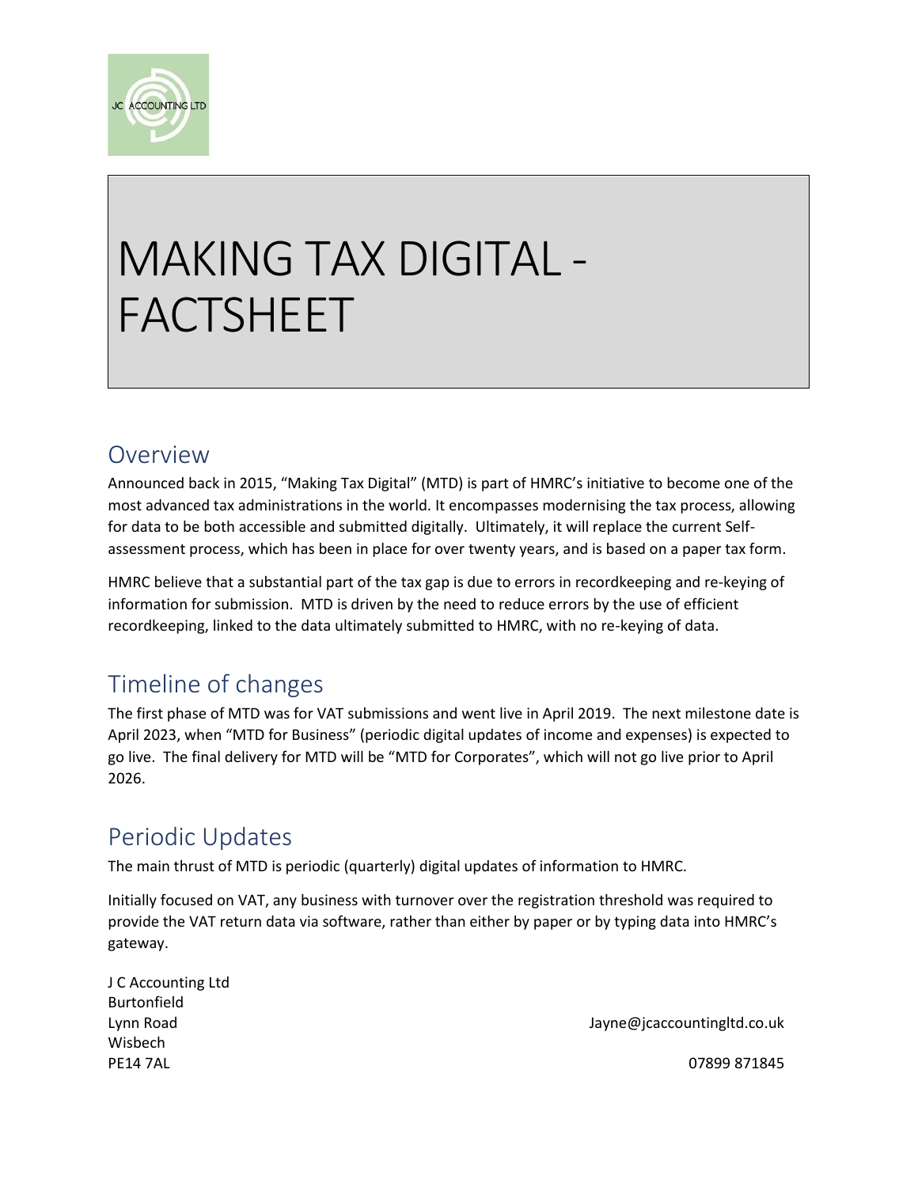# MAKING TAX DIGITAL - FACTSHEET

## Overview

Announced back in 2015, "Making Tax Digital" (MTD) is part of HMRC's initiative to become one of the most advanced tax administrations in the world. It encompasses modernising the tax process, allowing for data to be both accessible and submitted digitally. Ultimately, it will replace the current Self-assessment process, which has been in place for over twenty years, and is based on a paper tax form.

HMRC believe that a substantial part of the tax gap is due to errors in recordkeeping and re-keying of information for submission. MTD is driven by the need to reduce errors by the use of efficient recordkeeping, linked to the data ultimately submitted to HMRC, with no re-keying of data.

## Timeline of changes

The first phase of MTD was for VAT submissions and went live in April 2019. The next milestone date is April 2023, when "MTD for Business" (periodic digital updates of income and expenses) is expected to go live. The final delivery for MTD will be "MTD for Corporates", which will not go live prior to April 2026.

## Periodic Updates

The main thrust of MTD is periodic (quarterly) digital updates of information to HMRC.

Initially focused on VAT, any business with turnover over the registration threshold was required to provide the VAT return data via software, rather than either by paper or by typing data into HMRC's gateway.

J C Accounting Ltd
Burtonfield
Lynn Road
Wisbech
PE14 7AL

Jayne@jcaccountingltd.co.uk

07899 871845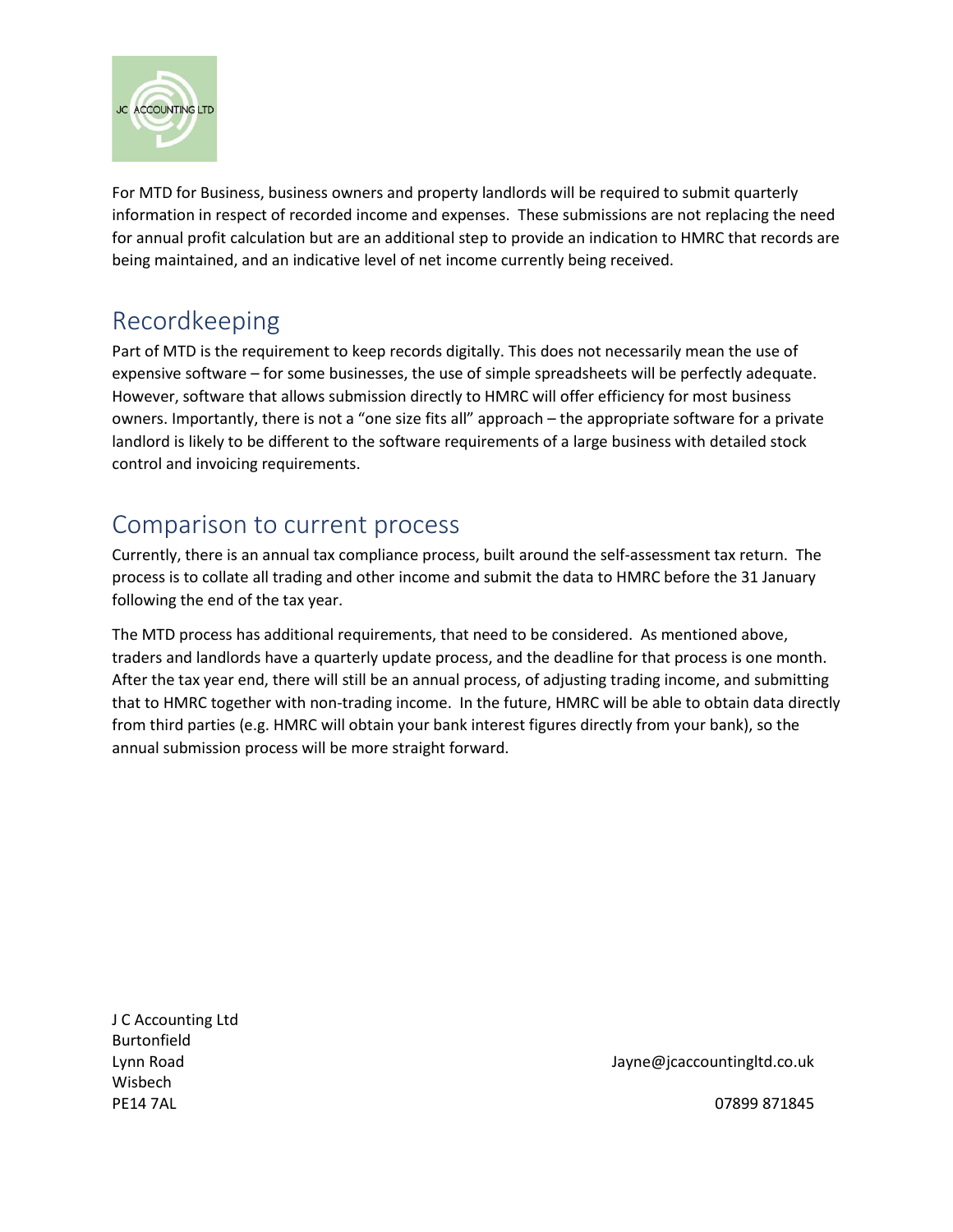For MTD for Business, business owners and property landlords will be required to submit quarterly information in respect of recorded income and expenses. These submissions are not replacing the need for annual profit calculation but are an additional step to provide an indication to HMRC that records are being maintained, and an indicative level of net income currently being received.

## Recordkeeping

Part of MTD is the requirement to keep records digitally. This does not necessarily mean the use of expensive software – for some businesses, the use of simple spreadsheets will be perfectly adequate. However, software that allows submission directly to HMRC will offer efficiency for most business owners. Importantly, there is not a "one size fits all" approach – the appropriate software for a private landlord is likely to be different to the software requirements of a large business with detailed stock control and invoicing requirements.

## Comparison to current process

Currently, there is an annual tax compliance process, built around the self-assessment tax return. The process is to collate all trading and other income and submit the data to HMRC before the 31 January following the end of the tax year.

The MTD process has additional requirements, that need to be considered. As mentioned above, traders and landlords have a quarterly update process, and the deadline for that process is one month. After the tax year end, there will still be an annual process, of adjusting trading income, and submitting that to HMRC together with non-trading income. In the future, HMRC will be able to obtain data directly from third parties (e.g. HMRC will obtain your bank interest figures directly from your bank), so the annual submission process will be more straight forward.

J C Accounting Ltd
Burtonfield
Lynn Road
Wisbech
PE14 7AL

Jayne@jcaccountingltd.co.uk

07899 871845